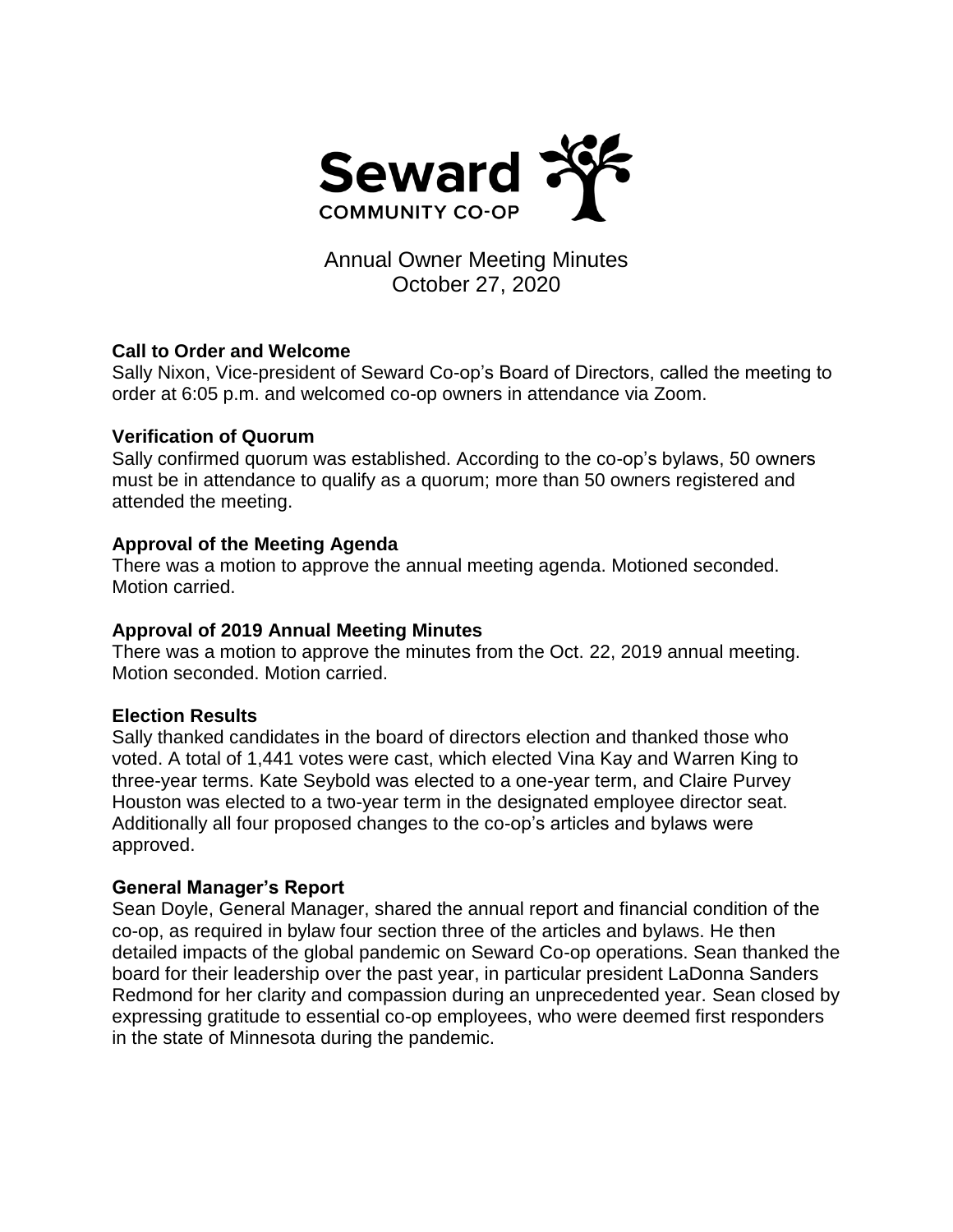Seward
COMMUNITY CO-OP

# Annual Owner Meeting Minutes
October 27, 2020

**Call to Order and Welcome**
Sally Nixon, Vice-president of Seward Co-op's Board of Directors, called the meeting to order at 6:05 p.m. and welcomed co-op owners in attendance via Zoom.

**Verification of Quorum**
Sally confirmed quorum was established. According to the co-op's bylaws, 50 owners must be in attendance to qualify as a quorum; more than 50 owners registered and attended the meeting.

**Approval of the Meeting Agenda**
There was a motion to approve the annual meeting agenda. Motioned seconded. Motion carried.

**Approval of 2019 Annual Meeting Minutes**
There was a motion to approve the minutes from the Oct. 22, 2019 annual meeting. Motion seconded. Motion carried.

**Election Results**
Sally thanked candidates in the board of directors election and thanked those who voted. A total of 1,441 votes were cast, which elected Vina Kay and Warren King to three-year terms. Kate Seybold was elected to a one-year term, and Claire Purvey Houston was elected to a two-year term in the designated employee director seat. Additionally all four proposed changes to the co-op's articles and bylaws were approved.

**General Manager's Report**
Sean Doyle, General Manager, shared the annual report and financial condition of the co-op, as required in bylaw four section three of the articles and bylaws. He then detailed impacts of the global pandemic on Seward Co-op operations. Sean thanked the board for their leadership over the past year, in particular president LaDonna Sanders Redmond for her clarity and compassion during an unprecedented year. Sean closed by expressing gratitude to essential co-op employees, who were deemed first responders in the state of Minnesota during the pandemic.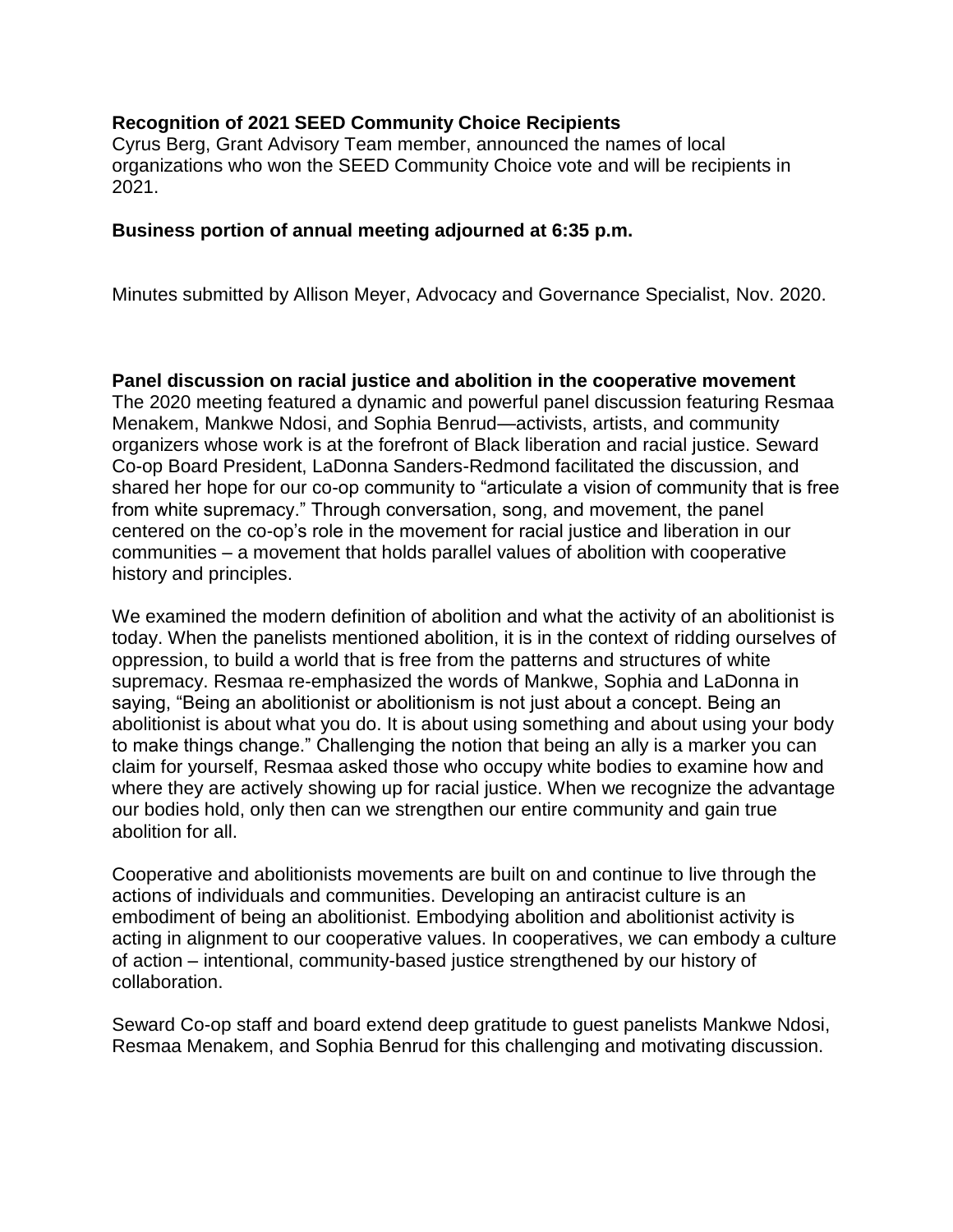**Recognition of 2021 SEED Community Choice Recipients**
Cyrus Berg, Grant Advisory Team member, announced the names of local organizations who won the SEED Community Choice vote and will be recipients in 2021.

**Business portion of annual meeting adjourned at 6:35 p.m.**

Minutes submitted by Allison Meyer, Advocacy and Governance Specialist, Nov. 2020.

**Panel discussion on racial justice and abolition in the cooperative movement**
The 2020 meeting featured a dynamic and powerful panel discussion featuring Resmaa Menakem, Mankwe Ndosi, and Sophia Benrud—activists, artists, and community organizers whose work is at the forefront of Black liberation and racial justice. Seward Co-op Board President, LaDonna Sanders-Redmond facilitated the discussion, and shared her hope for our co-op community to "articulate a vision of community that is free from white supremacy." Through conversation, song, and movement, the panel centered on the co-op's role in the movement for racial justice and liberation in our communities – a movement that holds parallel values of abolition with cooperative history and principles.

We examined the modern definition of abolition and what the activity of an abolitionist is today. When the panelists mentioned abolition, it is in the context of ridding ourselves of oppression, to build a world that is free from the patterns and structures of white supremacy. Resmaa re-emphasized the words of Mankwe, Sophia and LaDonna in saying, "Being an abolitionist or abolitionism is not just about a concept. Being an abolitionist is about what you do. It is about using something and about using your body to make things change." Challenging the notion that being an ally is a marker you can claim for yourself, Resmaa asked those who occupy white bodies to examine how and where they are actively showing up for racial justice. When we recognize the advantage our bodies hold, only then can we strengthen our entire community and gain true abolition for all.

Cooperative and abolitionists movements are built on and continue to live through the actions of individuals and communities. Developing an antiracist culture is an embodiment of being an abolitionist. Embodying abolition and abolitionist activity is acting in alignment to our cooperative values. In cooperatives, we can embody a culture of action – intentional, community-based justice strengthened by our history of collaboration.

Seward Co-op staff and board extend deep gratitude to guest panelists Mankwe Ndosi, Resmaa Menakem, and Sophia Benrud for this challenging and motivating discussion.